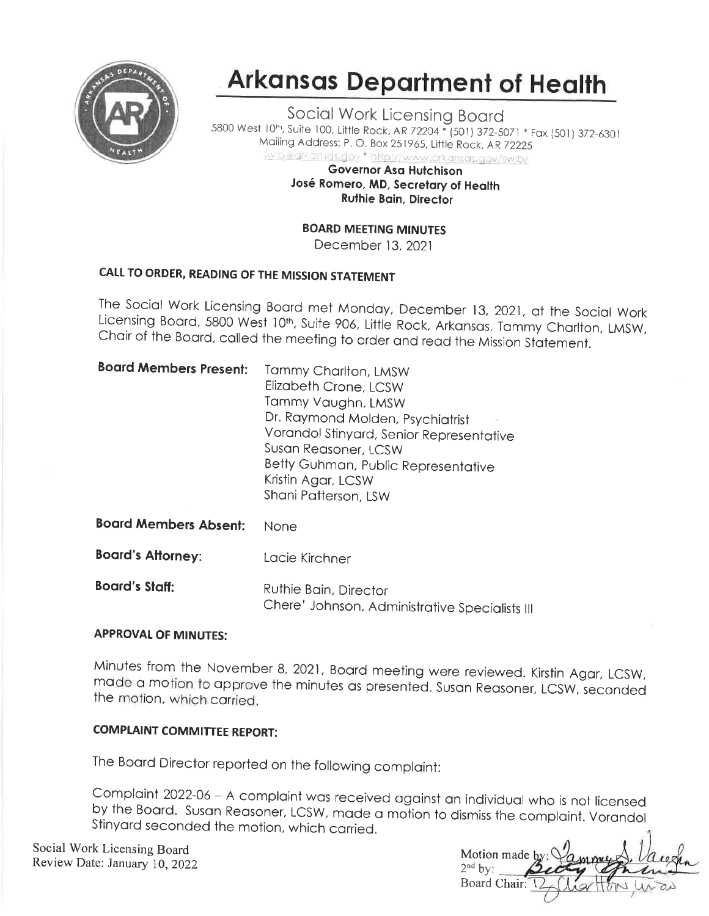# Arkansas Department of Health

Social Work Licensing Board
5800 West 10th, Suite 100, Little Rock, AR 72204 * (501) 372-5071 * Fax (501) 372-6301
Mailing Address: P. O. Box 251965, Little Rock, AR 72225
swlb@arkansas.gov * http://www.arkansas.gov/swlb/

**Governor Asa Hutchison**
**José Romero, MD, Secretary of Health**
**Ruthie Bain, Director**

**BOARD MEETING MINUTES**
December 13, 2021

## CALL TO ORDER, READING OF THE MISSION STATEMENT

The Social Work Licensing Board met Monday, December 13, 2021, at the Social Work Licensing Board, 5800 West 10th, Suite 906, Little Rock, Arkansas. Tammy Charlton, LMSW, Chair of the Board, called the meeting to order and read the Mission Statement.

**Board Members Present:**
Tammy Charlton, LMSW
Elizabeth Crone, LCSW
Tammy Vaughn, LMSW
Dr. Raymond Molden, Psychiatrist
Vorandol Stinyard, Senior Representative
Susan Reasoner, LCSW
Betty Guhman, Public Representative
Kristin Agar, LCSW
Shani Patterson, LSW

**Board Members Absent:** None

**Board's Attorney:** Lacie Kirchner

**Board's Staff:**
Ruthie Bain, Director
Chere' Johnson, Administrative Specialists III

## APPROVAL OF MINUTES:

Minutes from the November 8, 2021, Board meeting were reviewed. Kirstin Agar, LCSW, made a motion to approve the minutes as presented. Susan Reasoner, LCSW, seconded the motion, which carried.

## COMPLAINT COMMITTEE REPORT:

The Board Director reported on the following complaint:

Complaint 2022-06 – A complaint was received against an individual who is not licensed by the Board. Susan Reasoner, LCSW, made a motion to dismiss the complaint. Vorandol Stinyard seconded the motion, which carried.

Social Work Licensing Board
Review Date: January 10, 2022

Motion made by: Tammy S. Vaughn
2nd by: Betty Guhman
Board Chair: T. Charlton, LMSW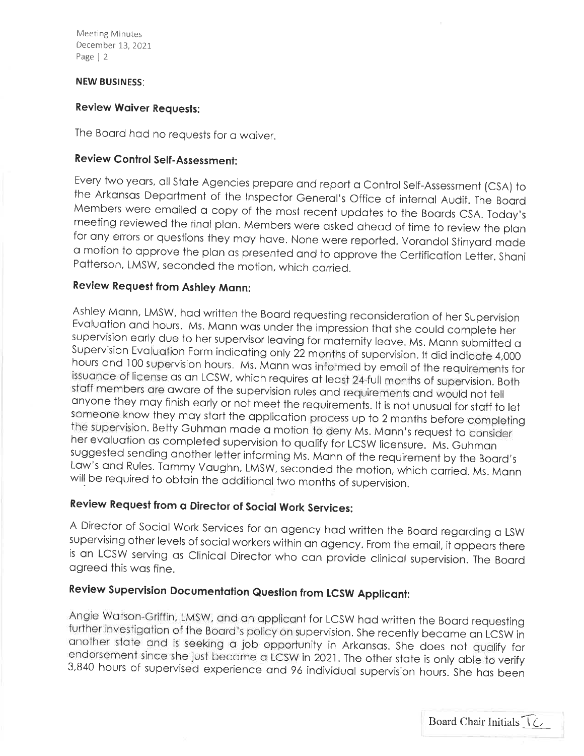**NEW BUSINESS**:

**Review Waiver Requests:**

The Board had no requests for a waiver.

**Review Control Self-Assessment:**

Every two years, all State Agencies prepare and report a Control Self-Assessment (CSA) to the Arkansas Department of the Inspector General's Office of internal Audit. The Board Members were emailed a copy of the most recent updates to the Boards CSA. Today's meeting reviewed the final plan. Members were asked ahead of time to review the plan for any errors or questions they may have. None were reported. Vorandol Stinyard made a motion to approve the plan as presented and to approve the Certification Letter. Shani Patterson, LMSW, seconded the motion, which carried.

**Review Request from Ashley Mann:**

Ashley Mann, LMSW, had written the Board requesting reconsideration of her Supervision Evaluation and hours. Ms. Mann was under the impression that she could complete her supervision early due to her supervisor leaving for maternity leave. Ms. Mann submitted a Supervision Evaluation Form indicating only 22 months of supervision. It did indicate 4,000 hours and 100 supervision hours. Ms. Mann was informed by email of the requirements for issuance of license as an LCSW, which requires at least 24-full months of supervision. Both staff members are aware of the supervision rules and requirements and would not tell anyone they may finish early or not meet the requirements. It is not unusual for staff to let someone know they may start the application process up to 2 months before completing the supervision. Betty Guhman made a motion to deny Ms. Mann's request to consider her evaluation as completed supervision to qualify for LCSW licensure. Ms. Guhman suggested sending another letter informing Ms. Mann of the requirement by the Board's Law's and Rules. Tammy Vaughn, LMSW, seconded the motion, which carried. Ms. Mann will be required to obtain the additional two months of supervision.

**Review Request from a Director of Social Work Services:**

A Director of Social Work Services for an agency had written the Board regarding a LSW supervising other levels of social workers within an agency. From the email, it appears there is an LCSW serving as Clinical Director who can provide clinical supervision. The Board agreed this was fine.

**Review Supervision Documentation Question from LCSW Applicant:**

Angie Watson-Griffin, LMSW, and an applicant for LCSW had written the Board requesting further investigation of the Board's policy on supervision. She recently became an LCSW in another state and is seeking a job opportunity in Arkansas. She does not qualify for endorsement since she just became a LCSW in 2021. The other state is only able to verify 3,840 hours of supervised experience and 96 individual supervision hours. She has been

Board Chair Initials TC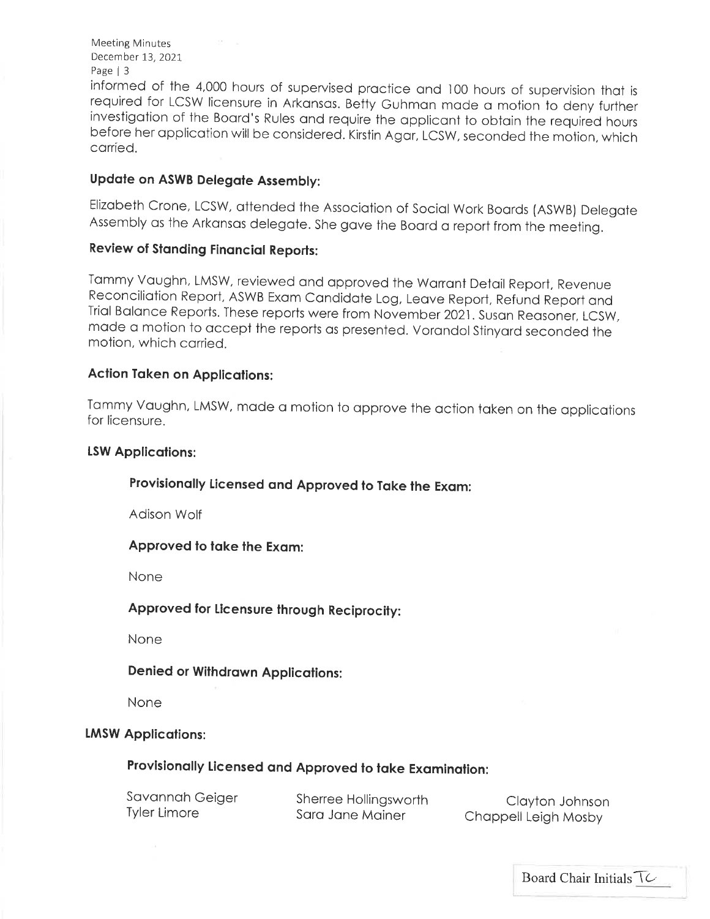informed of the 4,000 hours of supervised practice and 100 hours of supervision that is required for LCSW licensure in Arkansas. Betty Guhman made a motion to deny further investigation of the Board's Rules and require the applicant to obtain the required hours before her application will be considered. Kirstin Agar, LCSW, seconded the motion, which carried.

**Update on ASWB Delegate Assembly:**

Elizabeth Crone, LCSW, attended the Association of Social Work Boards (ASWB) Delegate Assembly as the Arkansas delegate. She gave the Board a report from the meeting.

**Review of Standing Financial Reports:**

Tammy Vaughn, LMSW, reviewed and approved the Warrant Detail Report, Revenue Reconciliation Report, ASWB Exam Candidate Log, Leave Report, Refund Report and Trial Balance Reports. These reports were from November 2021. Susan Reasoner, LCSW, made a motion to accept the reports as presented. Vorandol Stinyard seconded the motion, which carried.

**Action Taken on Applications:**

Tammy Vaughn, LMSW, made a motion to approve the action taken on the applications for licensure.

**LSW Applications:**

**Provisionally Licensed and Approved to Take the Exam:**

Adison Wolf

**Approved to take the Exam:**

None

**Approved for Licensure through Reciprocity:**

None

**Denied or Withdrawn Applications:**

None

**LMSW Applications:**

**Provisionally Licensed and Approved to take Examination:**

Savannah Geiger
Sherree Hollingsworth
Clayton Johnson
Tyler Limore
Sara Jane Mainer
Chappell Leigh Mosby

Board Chair Initials TC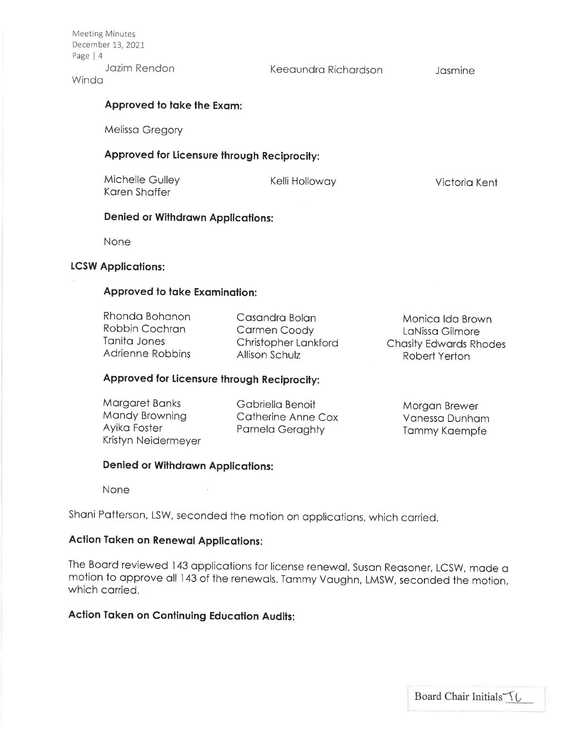Jazim Rendon Keeaundra Richardson Jasmine Winda

**Approved to take the Exam:**

Melissa Gregory

**Approved for Licensure through Reciprocity:**

Michelle Gulley Kelli Holloway Victoria Kent
Karen Shaffer

**Denied or Withdrawn Applications:**

None

**LCSW Applications:**

**Approved to take Examination:**

Rhonda Bohanon Casandra Bolan Monica Ida Brown
Robbin Cochran Carmen Coody LaNissa Gilmore
Tanita Jones Christopher Lankford Chasity Edwards Rhodes
Adrienne Robbins Allison Schulz Robert Yerton

**Approved for Licensure through Reciprocity:**

Margaret Banks Gabriella Benoit Morgan Brewer
Mandy Browning Catherine Anne Cox Vanessa Dunham
Ayika Foster Pamela Geraghty Tammy Kaempfe
Kristyn Neidermeyer

**Denied or Withdrawn Applications:**

None

Shani Patterson, LSW, seconded the motion on applications, which carried.

**Action Taken on Renewal Applications:**

The Board reviewed 143 applications for license renewal. Susan Reasoner, LCSW, made a motion to approve all 143 of the renewals. Tammy Vaughn, LMSW, seconded the motion, which carried.

**Action Taken on Continuing Education Audits:**

Board Chair Initials TL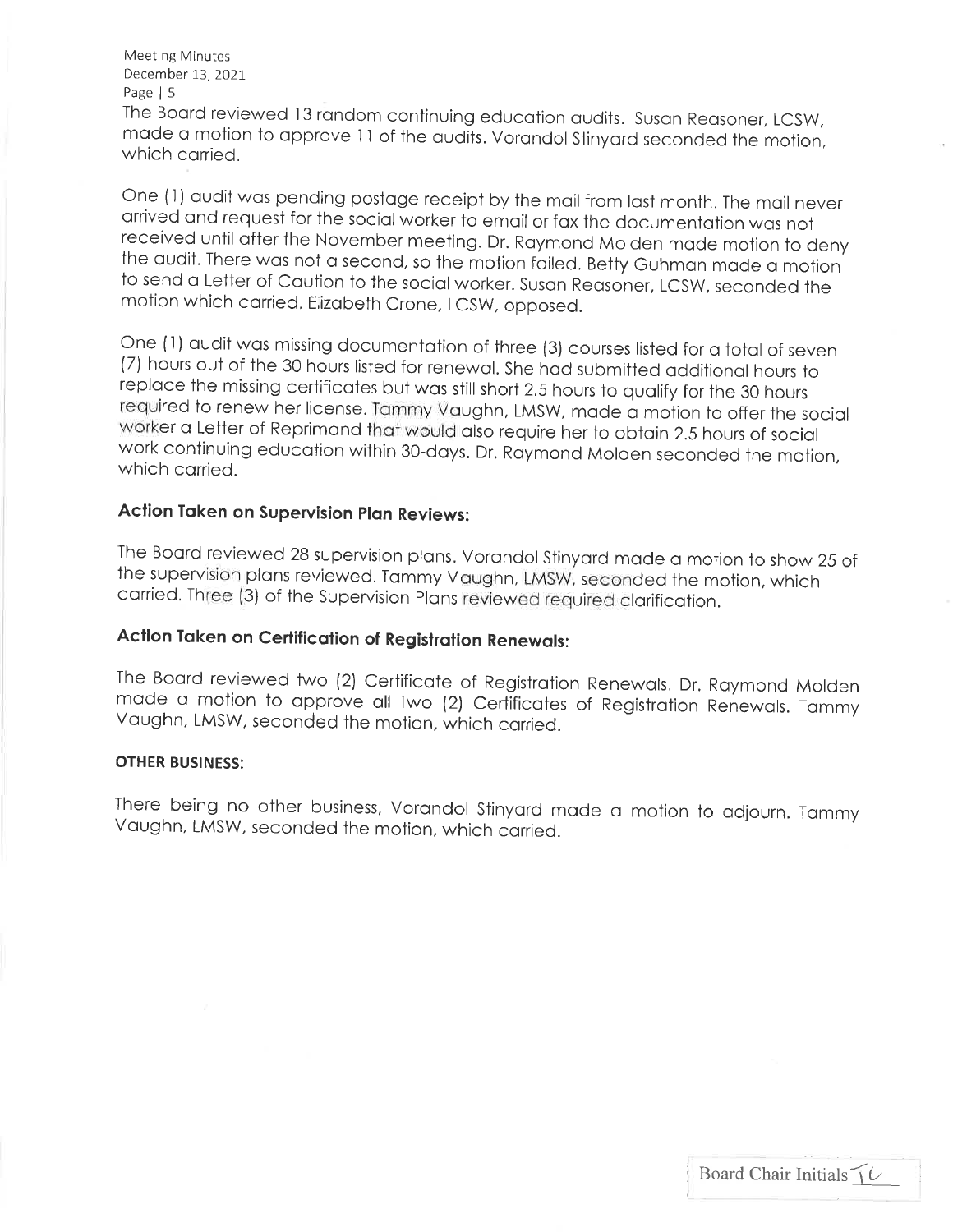The Board reviewed 13 random continuing education audits. Susan Reasoner, LCSW, made a motion to approve 11 of the audits. Vorandol Stinyard seconded the motion, which carried.

One (1) audit was pending postage receipt by the mail from last month. The mail never arrived and request for the social worker to email or fax the documentation was not received until after the November meeting. Dr. Raymond Molden made motion to deny the audit. There was not a second, so the motion failed. Betty Guhman made a motion to send a Letter of Caution to the social worker. Susan Reasoner, LCSW, seconded the motion which carried. Elizabeth Crone, LCSW, opposed.

One (1) audit was missing documentation of three (3) courses listed for a total of seven (7) hours out of the 30 hours listed for renewal. She had submitted additional hours to replace the missing certificates but was still short 2.5 hours to qualify for the 30 hours required to renew her license. Tammy Vaughn, LMSW, made a motion to offer the social worker a Letter of Reprimand that would also require her to obtain 2.5 hours of social work continuing education within 30-days. Dr. Raymond Molden seconded the motion, which carried.

## Action Taken on Supervision Plan Reviews:

The Board reviewed 28 supervision plans. Vorandol Stinyard made a motion to show 25 of the supervision plans reviewed. Tammy Vaughn, LMSW, seconded the motion, which carried. Three (3) of the Supervision Plans reviewed required clarification.

## Action Taken on Certification of Registration Renewals:

The Board reviewed two (2) Certificate of Registration Renewals. Dr. Raymond Molden made a motion to approve all Two (2) Certificates of Registration Renewals. Tammy Vaughn, LMSW, seconded the motion, which carried.

### OTHER BUSINESS:

There being no other business, Vorandol Stinyard made a motion to adjourn. Tammy Vaughn, LMSW, seconded the motion, which carried.

Board Chair Initials TC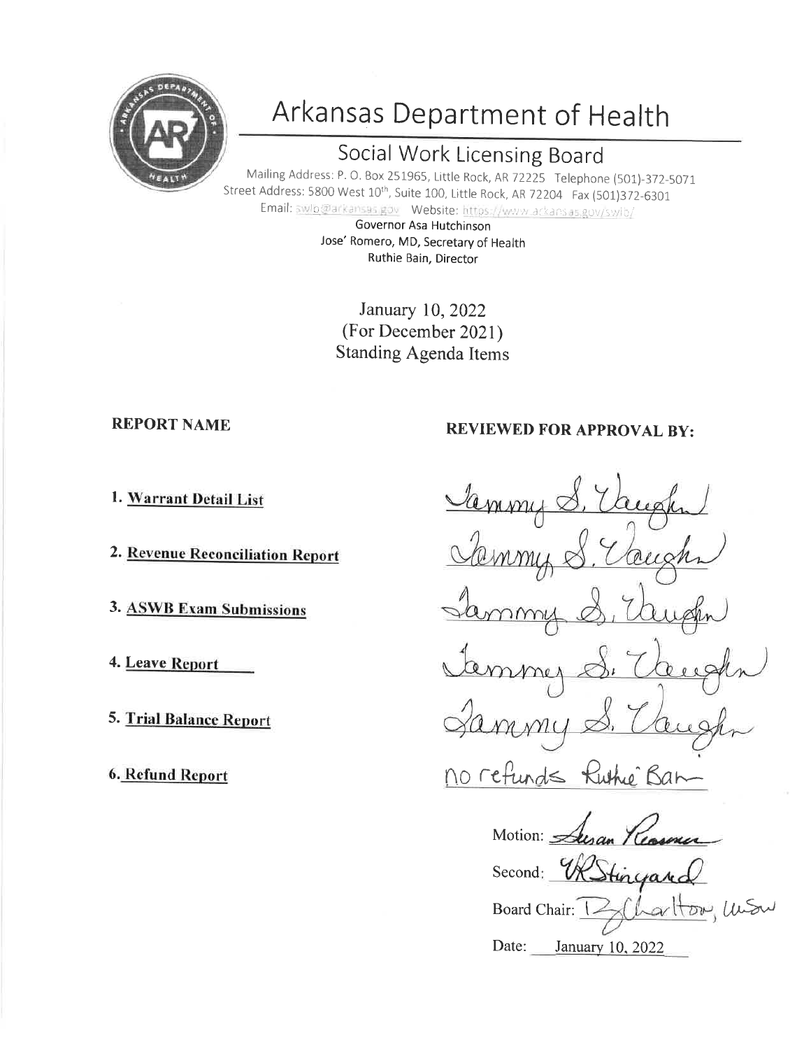# Arkansas Department of Health

## Social Work Licensing Board

Mailing Address: P. O. Box 251965, Little Rock, AR 72225 Telephone (501)-372-5071
Street Address: 5800 West 10th, Suite 100, Little Rock, AR 72204 Fax (501)372-6301
Email: swlb@arkansas.gov Website: https://www.arkansas.gov/swlb/

Governor Asa Hutchinson
Jose' Romero, MD, Secretary of Health
Ruthie Bain, Director

January 10, 2022
(For December 2021)
Standing Agenda Items

| **REPORT NAME** | **REVIEWED FOR APPROVAL BY:** |
|---|---|
| 1. Warrant Detail List | Tammy S. Vaughn |
| 2. Revenue Reconciliation Report | Tammy S. Vaughn |
| 3. ASWB Exam Submissions | Tammy S. Vaughn |
| 4. Leave Report | Tammy S. Vaughn |
| 5. Trial Balance Report | Tammy S. Vaughn |
| 6. Refund Report | no refunds Ruthie Bain |

Motion: Susan Reasoner

Second: VRStingard

Board Chair: D. Charlton, LMSW

Date: January 10, 2022